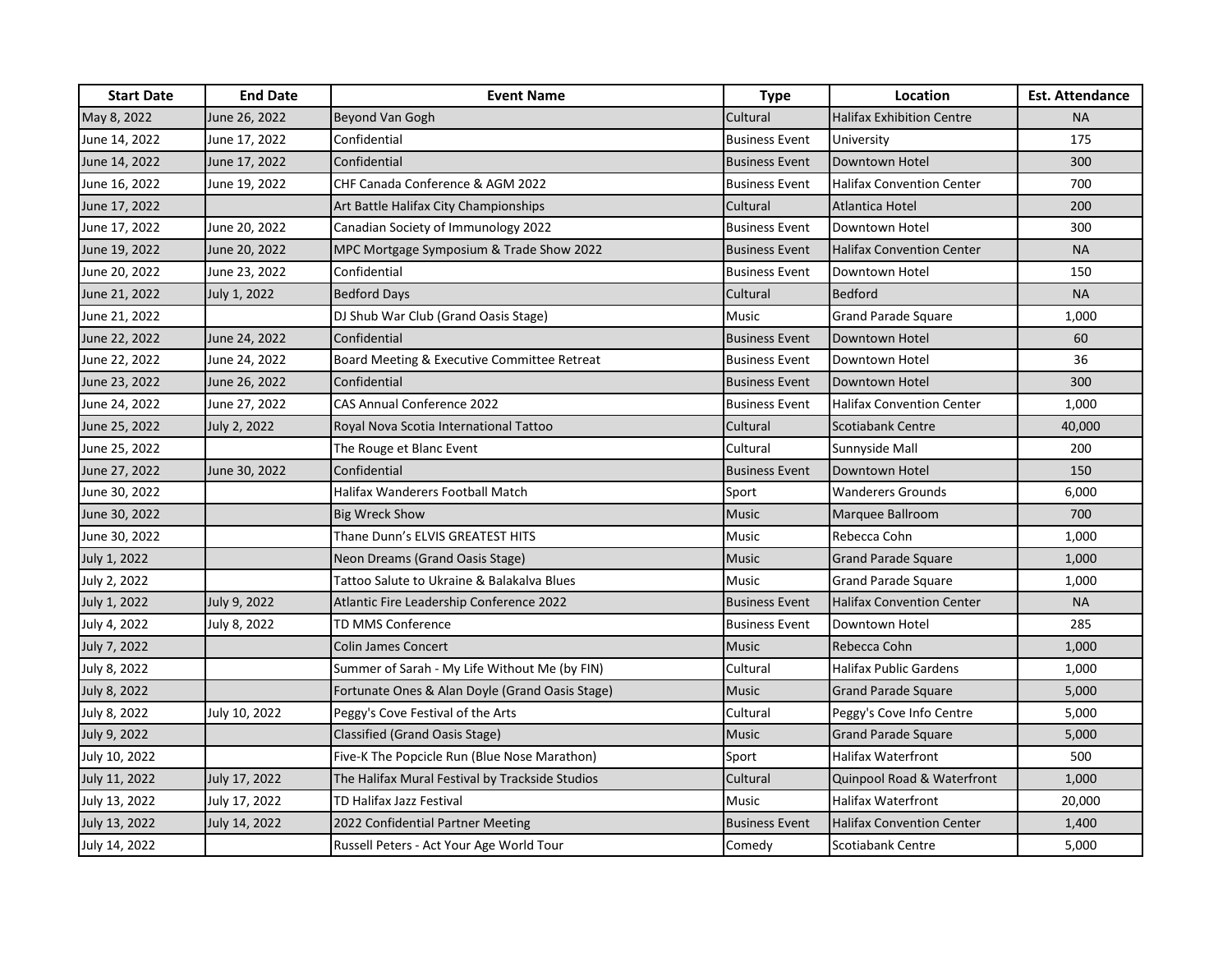| Start Date | End Date | Event Name | Type | Location | Est. Attendance |
|---|---|---|---|---|---|
| May 8, 2022 | June 26, 2022 | Beyond Van Gogh | Cultural | Halifax Exhibition Centre | NA |
| June 14, 2022 | June 17, 2022 | Confidential | Business Event | University | 175 |
| June 14, 2022 | June 17, 2022 | Confidential | Business Event | Downtown Hotel | 300 |
| June 16, 2022 | June 19, 2022 | CHF Canada Conference & AGM 2022 | Business Event | Halifax Convention Center | 700 |
| June 17, 2022 | | Art Battle Halifax City Championships | Cultural | Atlantica Hotel | 200 |
| June 17, 2022 | June 20, 2022 | Canadian Society of Immunology 2022 | Business Event | Downtown Hotel | 300 |
| June 19, 2022 | June 20, 2022 | MPC Mortgage Symposium & Trade Show 2022 | Business Event | Halifax Convention Center | NA |
| June 20, 2022 | June 23, 2022 | Confidential | Business Event | Downtown Hotel | 150 |
| June 21, 2022 | July 1, 2022 | Bedford Days | Cultural | Bedford | NA |
| June 21, 2022 | | DJ Shub War Club (Grand Oasis Stage) | Music | Grand Parade Square | 1,000 |
| June 22, 2022 | June 24, 2022 | Confidential | Business Event | Downtown Hotel | 60 |
| June 22, 2022 | June 24, 2022 | Board Meeting & Executive Committee Retreat | Business Event | Downtown Hotel | 36 |
| June 23, 2022 | June 26, 2022 | Confidential | Business Event | Downtown Hotel | 300 |
| June 24, 2022 | June 27, 2022 | CAS Annual Conference 2022 | Business Event | Halifax Convention Center | 1,000 |
| June 25, 2022 | July 2, 2022 | Royal Nova Scotia International Tattoo | Cultural | Scotiabank Centre | 40,000 |
| June 25, 2022 | | The Rouge et Blanc Event | Cultural | Sunnyside Mall | 200 |
| June 27, 2022 | June 30, 2022 | Confidential | Business Event | Downtown Hotel | 150 |
| June 30, 2022 | | Halifax Wanderers Football Match | Sport | Wanderers Grounds | 6,000 |
| June 30, 2022 | | Big Wreck Show | Music | Marquee Ballroom | 700 |
| June 30, 2022 | | Thane Dunn's ELVIS GREATEST HITS | Music | Rebecca Cohn | 1,000 |
| July 1, 2022 | | Neon Dreams (Grand Oasis Stage) | Music | Grand Parade Square | 1,000 |
| July 2, 2022 | | Tattoo Salute to Ukraine & Balakalva Blues | Music | Grand Parade Square | 1,000 |
| July 1, 2022 | July 9, 2022 | Atlantic Fire Leadership Conference 2022 | Business Event | Halifax Convention Center | NA |
| July 4, 2022 | July 8, 2022 | TD MMS Conference | Business Event | Downtown Hotel | 285 |
| July 7, 2022 | | Colin James Concert | Music | Rebecca Cohn | 1,000 |
| July 8, 2022 | | Summer of Sarah - My Life Without Me (by FIN) | Cultural | Halifax Public Gardens | 1,000 |
| July 8, 2022 | | Fortunate Ones & Alan Doyle (Grand Oasis Stage) | Music | Grand Parade Square | 5,000 |
| July 8, 2022 | July 10, 2022 | Peggy's Cove Festival of the Arts | Cultural | Peggy's Cove Info Centre | 5,000 |
| July 9, 2022 | | Classified (Grand Oasis Stage) | Music | Grand Parade Square | 5,000 |
| July 10, 2022 | | Five-K The Popcicle Run (Blue Nose Marathon) | Sport | Halifax Waterfront | 500 |
| July 11, 2022 | July 17, 2022 | The Halifax Mural Festival by Trackside Studios | Cultural | Quinpool Road & Waterfront | 1,000 |
| July 13, 2022 | July 17, 2022 | TD Halifax Jazz Festival | Music | Halifax Waterfront | 20,000 |
| July 13, 2022 | July 14, 2022 | 2022 Confidential Partner Meeting | Business Event | Halifax Convention Center | 1,400 |
| July 14, 2022 | | Russell Peters - Act Your Age World Tour | Comedy | Scotiabank Centre | 5,000 |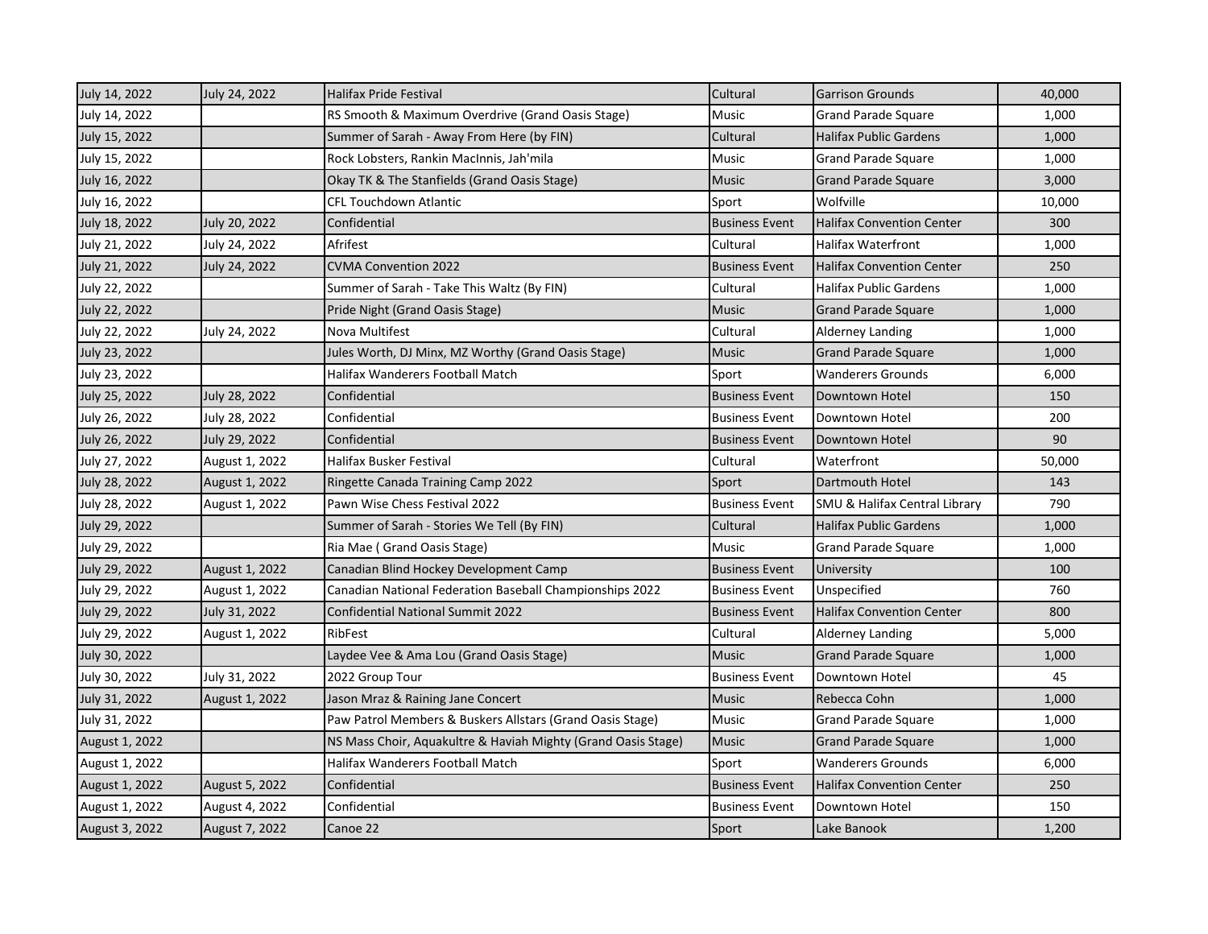| | | | | | |
|---|---|---|---|---|---|
| July 14, 2022 | July 24, 2022 | Halifax Pride Festival | Cultural | Garrison Grounds | 40,000 |
| July 14, 2022 | | RS Smooth & Maximum Overdrive (Grand Oasis Stage) | Music | Grand Parade Square | 1,000 |
| July 15, 2022 | | Summer of Sarah - Away From Here (by FIN) | Cultural | Halifax Public Gardens | 1,000 |
| July 15, 2022 | | Rock Lobsters, Rankin MacInnis, Jah'mila | Music | Grand Parade Square | 1,000 |
| July 16, 2022 | | Okay TK & The Stanfields (Grand Oasis Stage) | Music | Grand Parade Square | 3,000 |
| July 16, 2022 | | CFL Touchdown Atlantic | Sport | Wolfville | 10,000 |
| July 18, 2022 | July 20, 2022 | Confidential | Business Event | Halifax Convention Center | 300 |
| July 21, 2022 | July 24, 2022 | Afrifest | Cultural | Halifax Waterfront | 1,000 |
| July 21, 2022 | July 24, 2022 | CVMA Convention 2022 | Business Event | Halifax Convention Center | 250 |
| July 22, 2022 | | Summer of Sarah - Take This Waltz (By FIN) | Cultural | Halifax Public Gardens | 1,000 |
| July 22, 2022 | | Pride Night (Grand Oasis Stage) | Music | Grand Parade Square | 1,000 |
| July 22, 2022 | July 24, 2022 | Nova Multifest | Cultural | Alderney Landing | 1,000 |
| July 23, 2022 | | Jules Worth, DJ Minx, MZ Worthy (Grand Oasis Stage) | Music | Grand Parade Square | 1,000 |
| July 23, 2022 | | Halifax Wanderers Football Match | Sport | Wanderers Grounds | 6,000 |
| July 25, 2022 | July 28, 2022 | Confidential | Business Event | Downtown Hotel | 150 |
| July 26, 2022 | July 28, 2022 | Confidential | Business Event | Downtown Hotel | 200 |
| July 26, 2022 | July 29, 2022 | Confidential | Business Event | Downtown Hotel | 90 |
| July 27, 2022 | August 1, 2022 | Halifax Busker Festival | Cultural | Waterfront | 50,000 |
| July 28, 2022 | August 1, 2022 | Ringette Canada Training Camp 2022 | Sport | Dartmouth Hotel | 143 |
| July 28, 2022 | August 1, 2022 | Pawn Wise Chess Festival 2022 | Business Event | SMU & Halifax Central Library | 790 |
| July 29, 2022 | | Summer of Sarah - Stories We Tell (By FIN) | Cultural | Halifax Public Gardens | 1,000 |
| July 29, 2022 | | Ria Mae ( Grand Oasis Stage) | Music | Grand Parade Square | 1,000 |
| July 29, 2022 | August 1, 2022 | Canadian Blind Hockey Development Camp | Business Event | University | 100 |
| July 29, 2022 | August 1, 2022 | Canadian National Federation Baseball Championships 2022 | Business Event | Unspecified | 760 |
| July 29, 2022 | July 31, 2022 | Confidential National Summit 2022 | Business Event | Halifax Convention Center | 800 |
| July 29, 2022 | August 1, 2022 | RibFest | Cultural | Alderney Landing | 5,000 |
| July 30, 2022 | | Laydee Vee & Ama Lou (Grand Oasis Stage) | Music | Grand Parade Square | 1,000 |
| July 30, 2022 | July 31, 2022 | 2022 Group Tour | Business Event | Downtown Hotel | 45 |
| July 31, 2022 | August 1, 2022 | Jason Mraz & Raining Jane Concert | Music | Rebecca Cohn | 1,000 |
| July 31, 2022 | | Paw Patrol Members & Buskers Allstars (Grand Oasis Stage) | Music | Grand Parade Square | 1,000 |
| August 1, 2022 | | NS Mass Choir, Aquakultre & Haviah Mighty (Grand Oasis Stage) | Music | Grand Parade Square | 1,000 |
| August 1, 2022 | | Halifax Wanderers Football Match | Sport | Wanderers Grounds | 6,000 |
| August 1, 2022 | August 5, 2022 | Confidential | Business Event | Halifax Convention Center | 250 |
| August 1, 2022 | August 4, 2022 | Confidential | Business Event | Downtown Hotel | 150 |
| August 3, 2022 | August 7, 2022 | Canoe 22 | Sport | Lake Banook | 1,200 |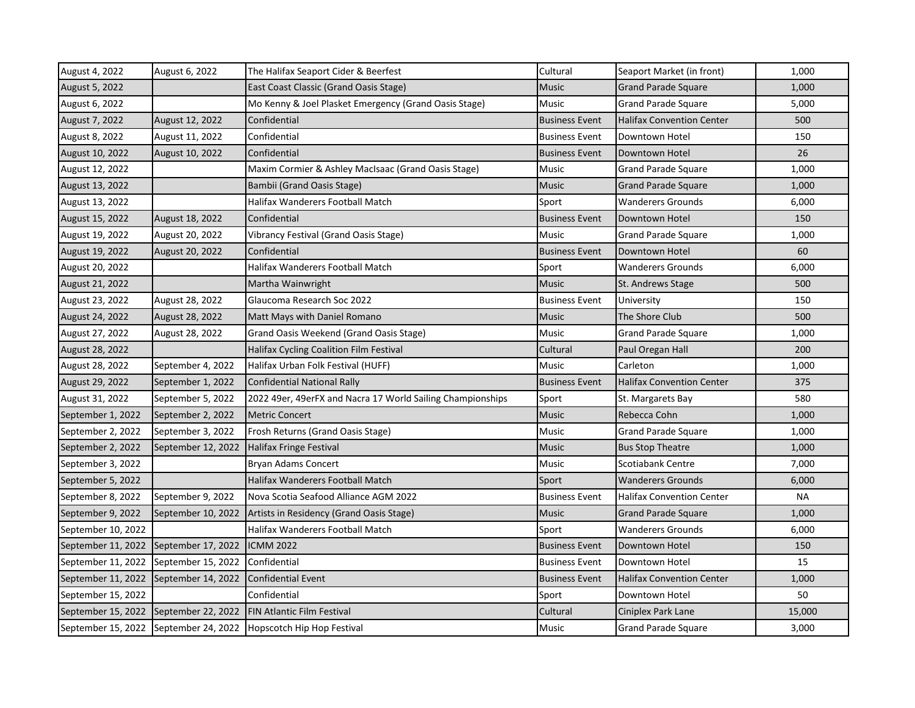| | | | | | |
|---|---|---|---|---|---|
| August 4, 2022 | August 6, 2022 | The Halifax Seaport Cider & Beerfest | Cultural | Seaport Market (in front) | 1,000 |
| August 5, 2022 | | East Coast Classic (Grand Oasis Stage) | Music | Grand Parade Square | 1,000 |
| August 6, 2022 | | Mo Kenny & Joel Plasket Emergency (Grand Oasis Stage) | Music | Grand Parade Square | 5,000 |
| August 7, 2022 | August 12, 2022 | Confidential | Business Event | Halifax Convention Center | 500 |
| August 8, 2022 | August 11, 2022 | Confidential | Business Event | Downtown Hotel | 150 |
| August 10, 2022 | August 10, 2022 | Confidential | Business Event | Downtown Hotel | 26 |
| August 12, 2022 | | Maxim Cormier & Ashley MacIsaac (Grand Oasis Stage) | Music | Grand Parade Square | 1,000 |
| August 13, 2022 | | Bambii (Grand Oasis Stage) | Music | Grand Parade Square | 1,000 |
| August 13, 2022 | | Halifax Wanderers Football Match | Sport | Wanderers Grounds | 6,000 |
| August 15, 2022 | August 18, 2022 | Confidential | Business Event | Downtown Hotel | 150 |
| August 19, 2022 | August 20, 2022 | Vibrancy Festival (Grand Oasis Stage) | Music | Grand Parade Square | 1,000 |
| August 19, 2022 | August 20, 2022 | Confidential | Business Event | Downtown Hotel | 60 |
| August 20, 2022 | | Halifax Wanderers Football Match | Sport | Wanderers Grounds | 6,000 |
| August 21, 2022 | | Martha Wainwright | Music | St. Andrews Stage | 500 |
| August 23, 2022 | August 28, 2022 | Glaucoma Research Soc 2022 | Business Event | University | 150 |
| August 24, 2022 | August 28, 2022 | Matt Mays with Daniel Romano | Music | The Shore Club | 500 |
| August 27, 2022 | August 28, 2022 | Grand Oasis Weekend (Grand Oasis Stage) | Music | Grand Parade Square | 1,000 |
| August 28, 2022 | | Halifax Cycling Coalition Film Festival | Cultural | Paul Oregan Hall | 200 |
| August 28, 2022 | September 4, 2022 | Halifax Urban Folk Festival (HUFF) | Music | Carleton | 1,000 |
| August 29, 2022 | September 1, 2022 | Confidential National Rally | Business Event | Halifax Convention Center | 375 |
| August 31, 2022 | September 5, 2022 | 2022 49er, 49erFX and Nacra 17 World Sailing Championships | Sport | St. Margarets Bay | 580 |
| September 1, 2022 | September 2, 2022 | Metric Concert | Music | Rebecca Cohn | 1,000 |
| September 2, 2022 | September 3, 2022 | Frosh Returns (Grand Oasis Stage) | Music | Grand Parade Square | 1,000 |
| September 2, 2022 | September 12, 2022 | Halifax Fringe Festival | Music | Bus Stop Theatre | 1,000 |
| September 3, 2022 | | Bryan Adams Concert | Music | Scotiabank Centre | 7,000 |
| September 5, 2022 | | Halifax Wanderers Football Match | Sport | Wanderers Grounds | 6,000 |
| September 8, 2022 | September 9, 2022 | Nova Scotia Seafood Alliance AGM 2022 | Business Event | Halifax Convention Center | NA |
| September 9, 2022 | September 10, 2022 | Artists in Residency (Grand Oasis Stage) | Music | Grand Parade Square | 1,000 |
| September 10, 2022 | | Halifax Wanderers Football Match | Sport | Wanderers Grounds | 6,000 |
| September 11, 2022 | September 17, 2022 | ICMM 2022 | Business Event | Downtown Hotel | 150 |
| September 11, 2022 | September 15, 2022 | Confidential | Business Event | Downtown Hotel | 15 |
| September 11, 2022 | September 14, 2022 | Confidential Event | Business Event | Halifax Convention Center | 1,000 |
| September 15, 2022 | | Confidential | Sport | Downtown Hotel | 50 |
| September 15, 2022 | September 22, 2022 | FIN Atlantic Film Festival | Cultural | Ciniplex Park Lane | 15,000 |
| September 15, 2022 | September 24, 2022 | Hopscotch Hip Hop Festival | Music | Grand Parade Square | 3,000 |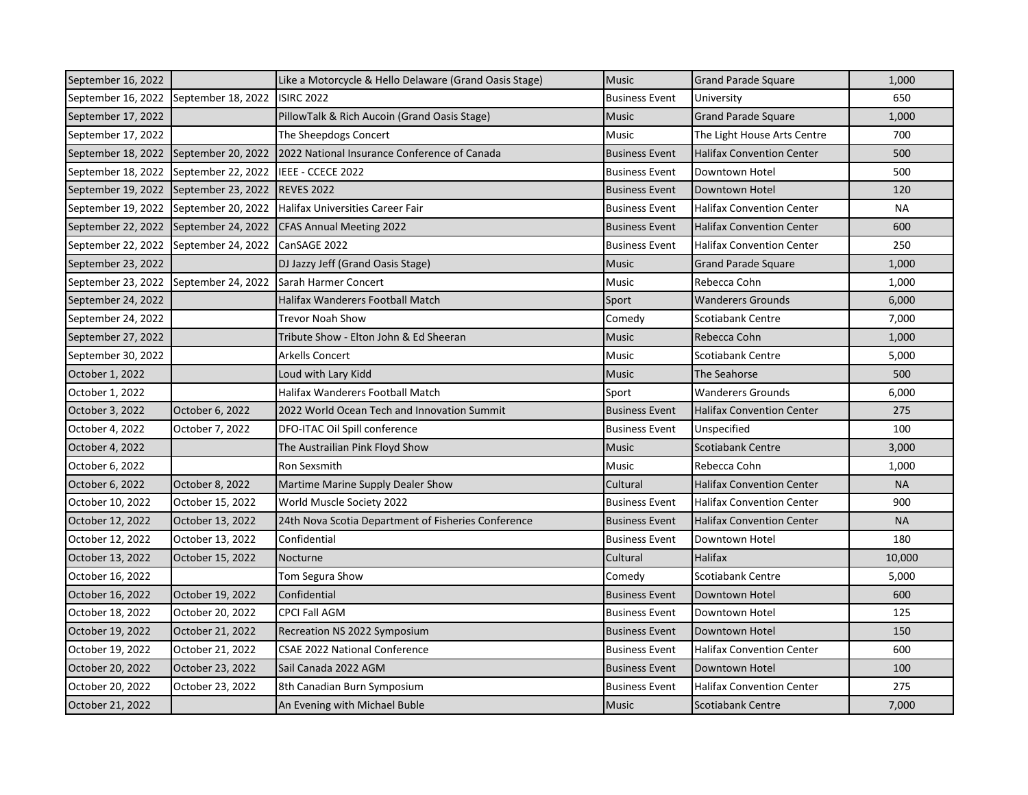| | | | | | |
|---|---|---|---|---|---|
| September 16, 2022 | | Like a Motorcycle & Hello Delaware (Grand Oasis Stage) | Music | Grand Parade Square | 1,000 |
| September 16, 2022 | September 18, 2022 | ISIRC 2022 | Business Event | University | 650 |
| September 17, 2022 | | PillowTalk & Rich Aucoin (Grand Oasis Stage) | Music | Grand Parade Square | 1,000 |
| September 17, 2022 | | The Sheepdogs Concert | Music | The Light House Arts Centre | 700 |
| September 18, 2022 | September 20, 2022 | 2022 National Insurance Conference of Canada | Business Event | Halifax Convention Center | 500 |
| September 18, 2022 | September 22, 2022 | IEEE - CCECE 2022 | Business Event | Downtown Hotel | 500 |
| September 19, 2022 | September 23, 2022 | REVES 2022 | Business Event | Downtown Hotel | 120 |
| September 19, 2022 | September 20, 2022 | Halifax Universities Career Fair | Business Event | Halifax Convention Center | NA |
| September 22, 2022 | September 24, 2022 | CFAS Annual Meeting 2022 | Business Event | Halifax Convention Center | 600 |
| September 22, 2022 | September 24, 2022 | CanSAGE 2022 | Business Event | Halifax Convention Center | 250 |
| September 23, 2022 | | DJ Jazzy Jeff (Grand Oasis Stage) | Music | Grand Parade Square | 1,000 |
| September 23, 2022 | September 24, 2022 | Sarah Harmer Concert | Music | Rebecca Cohn | 1,000 |
| September 24, 2022 | | Halifax Wanderers Football Match | Sport | Wanderers Grounds | 6,000 |
| September 24, 2022 | | Trevor Noah Show | Comedy | Scotiabank Centre | 7,000 |
| September 27, 2022 | | Tribute Show - Elton John & Ed Sheeran | Music | Rebecca Cohn | 1,000 |
| September 30, 2022 | | Arkells Concert | Music | Scotiabank Centre | 5,000 |
| October 1, 2022 | | Loud with Lary Kidd | Music | The Seahorse | 500 |
| October 1, 2022 | | Halifax Wanderers Football Match | Sport | Wanderers Grounds | 6,000 |
| October 3, 2022 | October 6, 2022 | 2022 World Ocean Tech and Innovation Summit | Business Event | Halifax Convention Center | 275 |
| October 4, 2022 | October 7, 2022 | DFO-ITAC Oil Spill conference | Business Event | Unspecified | 100 |
| October 4, 2022 | | The Austrailian Pink Floyd Show | Music | Scotiabank Centre | 3,000 |
| October 6, 2022 | | Ron Sexsmith | Music | Rebecca Cohn | 1,000 |
| October 6, 2022 | October 8, 2022 | Martime Marine Supply Dealer Show | Cultural | Halifax Convention Center | NA |
| October 10, 2022 | October 15, 2022 | World Muscle Society 2022 | Business Event | Halifax Convention Center | 900 |
| October 12, 2022 | October 13, 2022 | 24th Nova Scotia Department of Fisheries Conference | Business Event | Halifax Convention Center | NA |
| October 12, 2022 | October 13, 2022 | Confidential | Business Event | Downtown Hotel | 180 |
| October 13, 2022 | October 15, 2022 | Nocturne | Cultural | Halifax | 10,000 |
| October 16, 2022 | | Tom Segura Show | Comedy | Scotiabank Centre | 5,000 |
| October 16, 2022 | October 19, 2022 | Confidential | Business Event | Downtown Hotel | 600 |
| October 18, 2022 | October 20, 2022 | CPCI Fall AGM | Business Event | Downtown Hotel | 125 |
| October 19, 2022 | October 21, 2022 | Recreation NS 2022 Symposium | Business Event | Downtown Hotel | 150 |
| October 19, 2022 | October 21, 2022 | CSAE 2022 National Conference | Business Event | Halifax Convention Center | 600 |
| October 20, 2022 | October 23, 2022 | Sail Canada 2022 AGM | Business Event | Downtown Hotel | 100 |
| October 20, 2022 | October 23, 2022 | 8th Canadian Burn Symposium | Business Event | Halifax Convention Center | 275 |
| October 21, 2022 | | An Evening with Michael Buble | Music | Scotiabank Centre | 7,000 |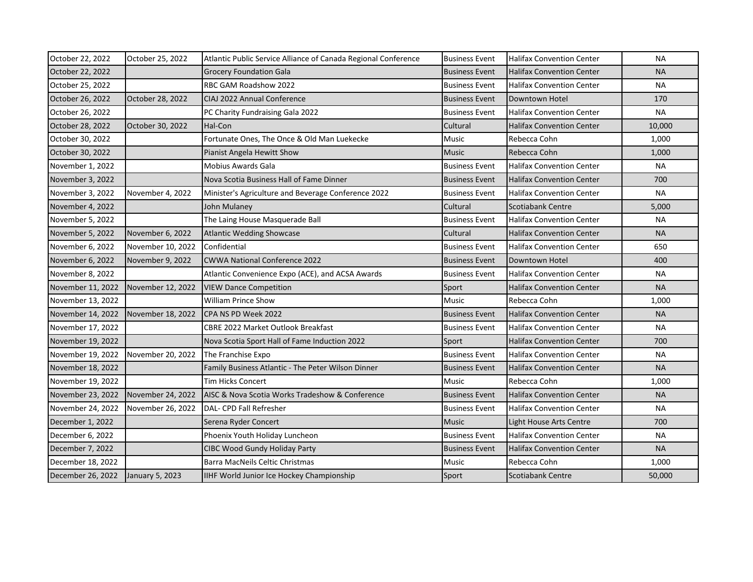| | | | | | |
|---|---|---|---|---|---|
| October 22, 2022 | October 25, 2022 | Atlantic Public Service Alliance of Canada Regional Conference | Business Event | Halifax Convention Center | NA |
| October 22, 2022 | | Grocery Foundation Gala | Business Event | Halifax Convention Center | NA |
| October 25, 2022 | | RBC GAM Roadshow 2022 | Business Event | Halifax Convention Center | NA |
| October 26, 2022 | October 28, 2022 | CIAJ 2022 Annual Conference | Business Event | Downtown Hotel | 170 |
| October 26, 2022 | | PC Charity Fundraising Gala 2022 | Business Event | Halifax Convention Center | NA |
| October 28, 2022 | October 30, 2022 | Hal-Con | Cultural | Halifax Convention Center | 10,000 |
| October 30, 2022 | | Fortunate Ones, The Once & Old Man Luekecke | Music | Rebecca Cohn | 1,000 |
| October 30, 2022 | | Pianist Angela Hewitt Show | Music | Rebecca Cohn | 1,000 |
| November 1, 2022 | | Mobius Awards Gala | Business Event | Halifax Convention Center | NA |
| November 3, 2022 | | Nova Scotia Business Hall of Fame Dinner | Business Event | Halifax Convention Center | 700 |
| November 3, 2022 | November 4, 2022 | Minister's Agriculture and Beverage Conference 2022 | Business Event | Halifax Convention Center | NA |
| November 4, 2022 | | John Mulaney | Cultural | Scotiabank Centre | 5,000 |
| November 5, 2022 | | The Laing House Masquerade Ball | Business Event | Halifax Convention Center | NA |
| November 5, 2022 | November 6, 2022 | Atlantic Wedding Showcase | Cultural | Halifax Convention Center | NA |
| November 6, 2022 | November 10, 2022 | Confidential | Business Event | Halifax Convention Center | 650 |
| November 6, 2022 | November 9, 2022 | CWWA National Conference 2022 | Business Event | Downtown Hotel | 400 |
| November 8, 2022 | | Atlantic Convenience Expo (ACE), and ACSA Awards | Business Event | Halifax Convention Center | NA |
| November 11, 2022 | November 12, 2022 | VIEW Dance Competition | Sport | Halifax Convention Center | NA |
| November 13, 2022 | | William Prince Show | Music | Rebecca Cohn | 1,000 |
| November 14, 2022 | November 18, 2022 | CPA NS PD Week 2022 | Business Event | Halifax Convention Center | NA |
| November 17, 2022 | | CBRE 2022 Market Outlook Breakfast | Business Event | Halifax Convention Center | NA |
| November 19, 2022 | | Nova Scotia Sport Hall of Fame Induction 2022 | Sport | Halifax Convention Center | 700 |
| November 19, 2022 | November 20, 2022 | The Franchise Expo | Business Event | Halifax Convention Center | NA |
| November 18, 2022 | | Family Business Atlantic - The Peter Wilson Dinner | Business Event | Halifax Convention Center | NA |
| November 19, 2022 | | Tim Hicks Concert | Music | Rebecca Cohn | 1,000 |
| November 23, 2022 | November 24, 2022 | AISC & Nova Scotia Works Tradeshow & Conference | Business Event | Halifax Convention Center | NA |
| November 24, 2022 | November 26, 2022 | DAL- CPD Fall Refresher | Business Event | Halifax Convention Center | NA |
| December 1, 2022 | | Serena Ryder Concert | Music | Light House Arts Centre | 700 |
| December 6, 2022 | | Phoenix Youth Holiday Luncheon | Business Event | Halifax Convention Center | NA |
| December 7, 2022 | | CIBC Wood Gundy Holiday Party | Business Event | Halifax Convention Center | NA |
| December 18, 2022 | | Barra MacNeils Celtic Christmas | Music | Rebecca Cohn | 1,000 |
| December 26, 2022 | January 5, 2023 | IIHF World Junior Ice Hockey Championship | Sport | Scotiabank Centre | 50,000 |